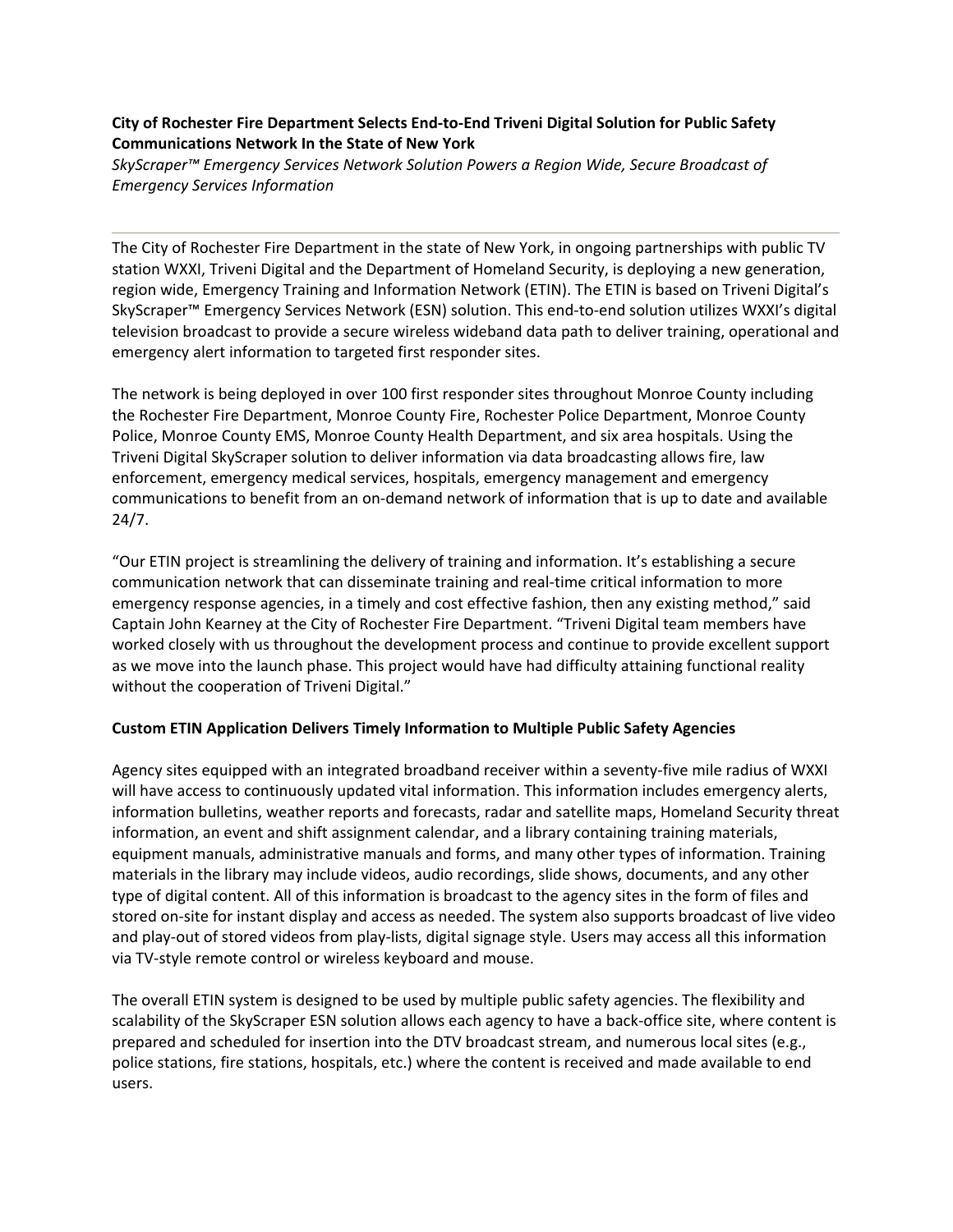**City of Rochester Fire Department Selects End-to-End Triveni Digital Solution for Public Safety Communications Network In the State of New York**

*SkyScraper™ Emergency Services Network Solution Powers a Region Wide, Secure Broadcast of Emergency Services Information*

---

The City of Rochester Fire Department in the state of New York, in ongoing partnerships with public TV station WXXI, Triveni Digital and the Department of Homeland Security, is deploying a new generation, region wide, Emergency Training and Information Network (ETIN). The ETIN is based on Triveni Digital's SkyScraper™ Emergency Services Network (ESN) solution. This end-to-end solution utilizes WXXI's digital television broadcast to provide a secure wireless wideband data path to deliver training, operational and emergency alert information to targeted first responder sites.

The network is being deployed in over 100 first responder sites throughout Monroe County including the Rochester Fire Department, Monroe County Fire, Rochester Police Department, Monroe County Police, Monroe County EMS, Monroe County Health Department, and six area hospitals. Using the Triveni Digital SkyScraper solution to deliver information via data broadcasting allows fire, law enforcement, emergency medical services, hospitals, emergency management and emergency communications to benefit from an on-demand network of information that is up to date and available 24/7.

"Our ETIN project is streamlining the delivery of training and information. It's establishing a secure communication network that can disseminate training and real-time critical information to more emergency response agencies, in a timely and cost effective fashion, then any existing method," said Captain John Kearney at the City of Rochester Fire Department. "Triveni Digital team members have worked closely with us throughout the development process and continue to provide excellent support as we move into the launch phase. This project would have had difficulty attaining functional reality without the cooperation of Triveni Digital."

**Custom ETIN Application Delivers Timely Information to Multiple Public Safety Agencies**

Agency sites equipped with an integrated broadband receiver within a seventy-five mile radius of WXXI will have access to continuously updated vital information. This information includes emergency alerts, information bulletins, weather reports and forecasts, radar and satellite maps, Homeland Security threat information, an event and shift assignment calendar, and a library containing training materials, equipment manuals, administrative manuals and forms, and many other types of information. Training materials in the library may include videos, audio recordings, slide shows, documents, and any other type of digital content. All of this information is broadcast to the agency sites in the form of files and stored on-site for instant display and access as needed. The system also supports broadcast of live video and play-out of stored videos from play-lists, digital signage style. Users may access all this information via TV-style remote control or wireless keyboard and mouse.

The overall ETIN system is designed to be used by multiple public safety agencies. The flexibility and scalability of the SkyScraper ESN solution allows each agency to have a back-office site, where content is prepared and scheduled for insertion into the DTV broadcast stream, and numerous local sites (e.g., police stations, fire stations, hospitals, etc.) where the content is received and made available to end users.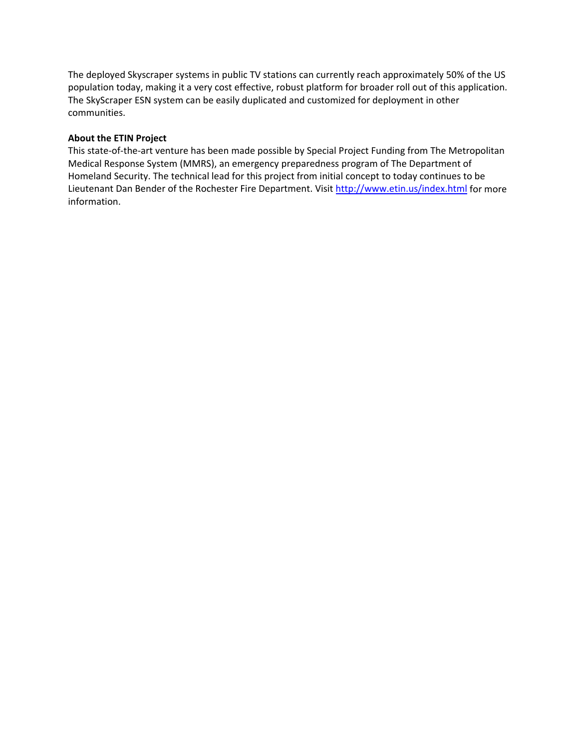The deployed Skyscraper systems in public TV stations can currently reach approximately 50% of the US population today, making it a very cost effective, robust platform for broader roll out of this application. The SkyScraper ESN system can be easily duplicated and customized for deployment in other communities.

**About the ETIN Project**

This state-of-the-art venture has been made possible by Special Project Funding from The Metropolitan Medical Response System (MMRS), an emergency preparedness program of The Department of Homeland Security. The technical lead for this project from initial concept to today continues to be Lieutenant Dan Bender of the Rochester Fire Department. Visit [http://www.etin.us/index.html](http://www.etin.us/index.html) for more information.